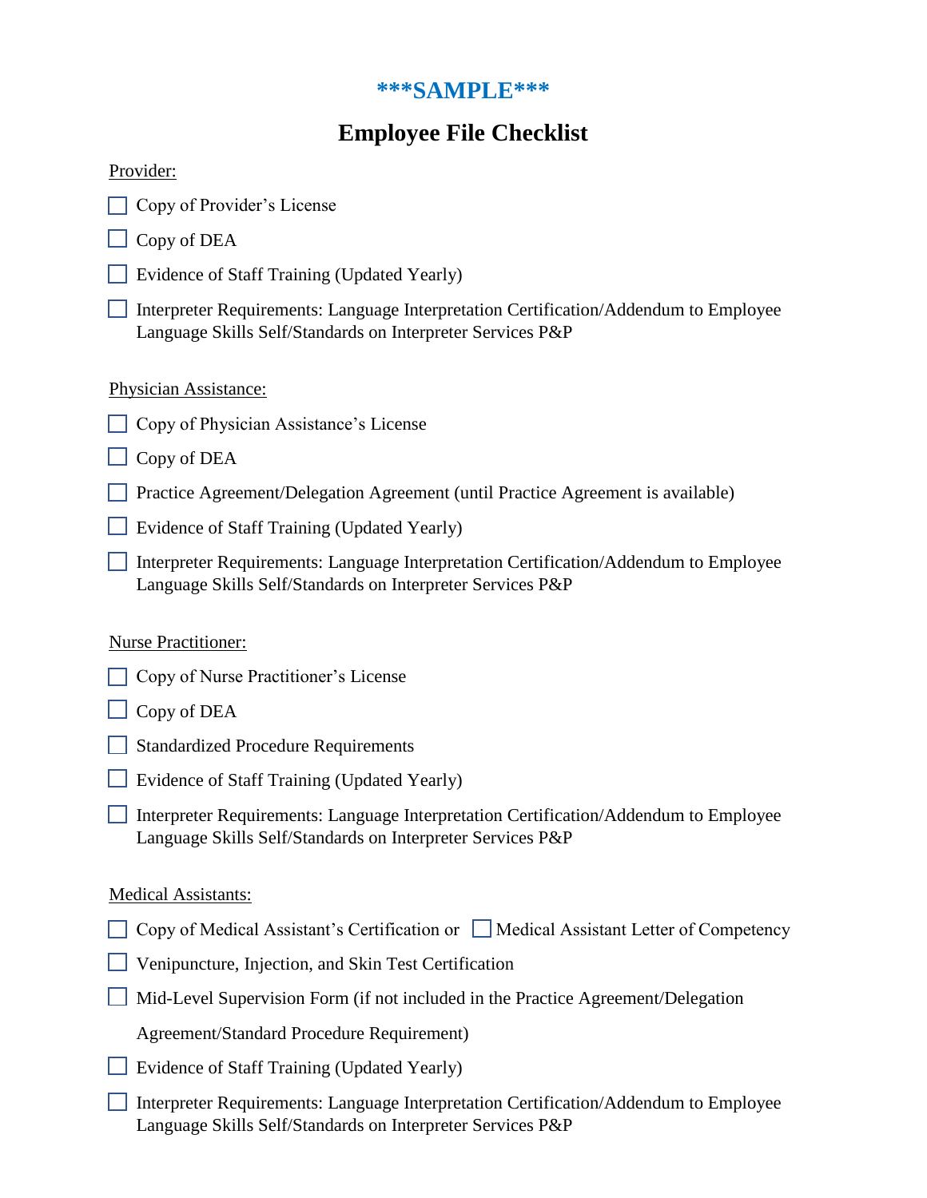***SAMPLE***

# Employee File Checklist

Provider:

- [ ] Copy of Provider's License
- [ ] Copy of DEA
- [ ] Evidence of Staff Training (Updated Yearly)
- [ ] Interpreter Requirements: Language Interpretation Certification/Addendum to Employee Language Skills Self/Standards on Interpreter Services P&P

Physician Assistance:

- [ ] Copy of Physician Assistance's License
- [ ] Copy of DEA
- [ ] Practice Agreement/Delegation Agreement (until Practice Agreement is available)
- [ ] Evidence of Staff Training (Updated Yearly)
- [ ] Interpreter Requirements: Language Interpretation Certification/Addendum to Employee Language Skills Self/Standards on Interpreter Services P&P

Nurse Practitioner:

- [ ] Copy of Nurse Practitioner's License
- [ ] Copy of DEA
- [ ] Standardized Procedure Requirements
- [ ] Evidence of Staff Training (Updated Yearly)
- [ ] Interpreter Requirements: Language Interpretation Certification/Addendum to Employee Language Skills Self/Standards on Interpreter Services P&P

Medical Assistants:

- [ ] Copy of Medical Assistant's Certification or [ ] Medical Assistant Letter of Competency
- [ ] Venipuncture, Injection, and Skin Test Certification
- [ ] Mid-Level Supervision Form (if not included in the Practice Agreement/Delegation Agreement/Standard Procedure Requirement)
- [ ] Evidence of Staff Training (Updated Yearly)
- [ ] Interpreter Requirements: Language Interpretation Certification/Addendum to Employee Language Skills Self/Standards on Interpreter Services P&P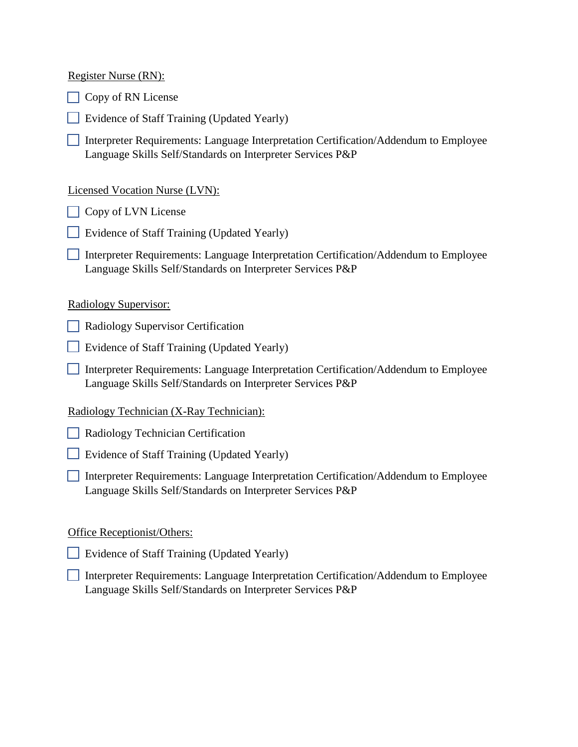Register Nurse (RN):

- [ ] Copy of RN License
- [ ] Evidence of Staff Training (Updated Yearly)
- [ ] Interpreter Requirements: Language Interpretation Certification/Addendum to Employee Language Skills Self/Standards on Interpreter Services P&P

Licensed Vocation Nurse (LVN):

- [ ] Copy of LVN License
- [ ] Evidence of Staff Training (Updated Yearly)
- [ ] Interpreter Requirements: Language Interpretation Certification/Addendum to Employee Language Skills Self/Standards on Interpreter Services P&P

Radiology Supervisor:

- [ ] Radiology Supervisor Certification
- [ ] Evidence of Staff Training (Updated Yearly)
- [ ] Interpreter Requirements: Language Interpretation Certification/Addendum to Employee Language Skills Self/Standards on Interpreter Services P&P

Radiology Technician (X-Ray Technician):

- [ ] Radiology Technician Certification
- [ ] Evidence of Staff Training (Updated Yearly)
- [ ] Interpreter Requirements: Language Interpretation Certification/Addendum to Employee Language Skills Self/Standards on Interpreter Services P&P

Office Receptionist/Others:

- [ ] Evidence of Staff Training (Updated Yearly)
- [ ] Interpreter Requirements: Language Interpretation Certification/Addendum to Employee Language Skills Self/Standards on Interpreter Services P&P